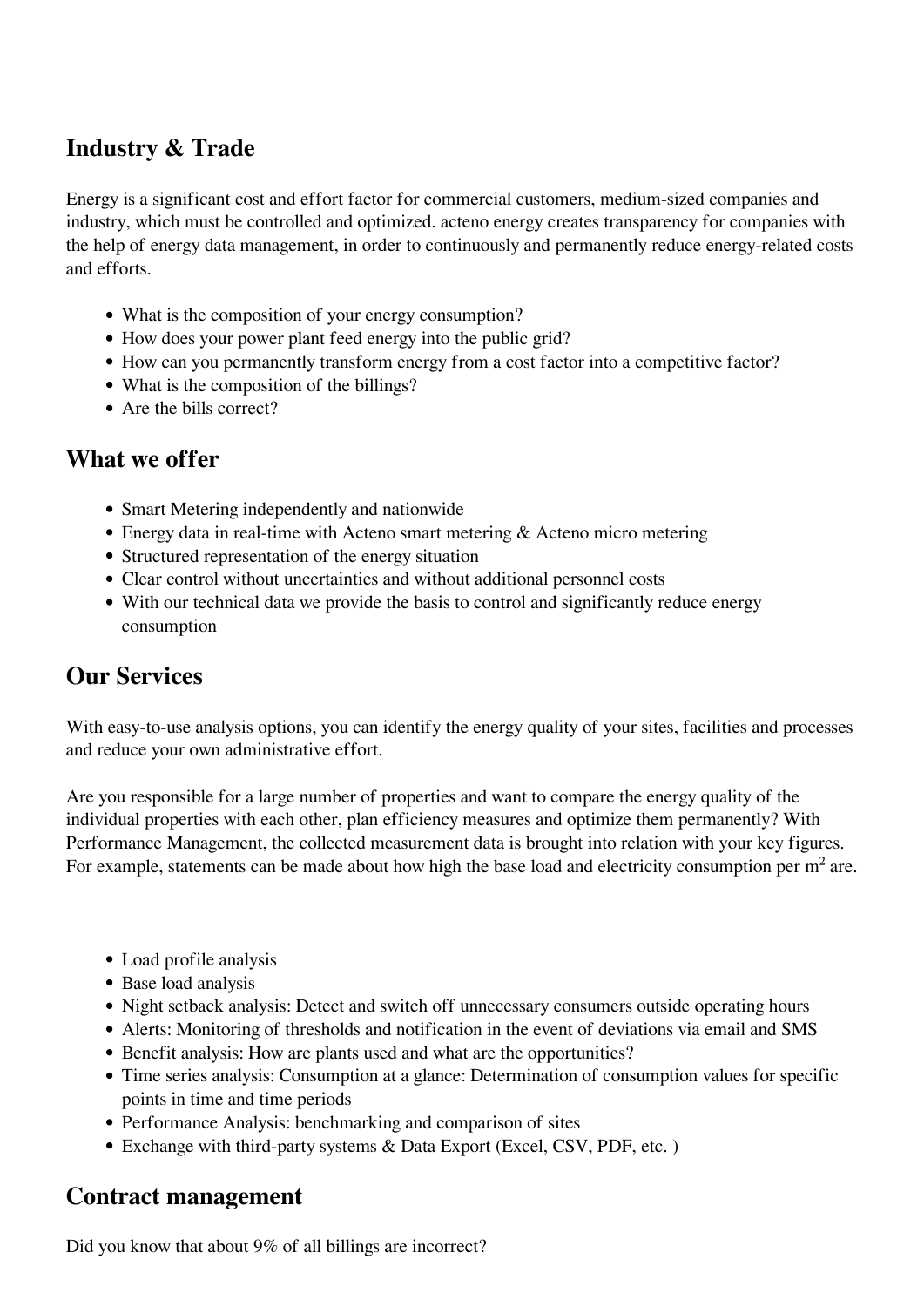## Industry & Trade

Energy is a significant cost and effort factor for commercial customers, medium-sized companies and industry, which must be controlled and optimized. acteno energy creates transparency for companies with the help of energy data management, in order to continuously and permanently reduce energy-related costs and efforts.

- What is the composition of your energy consumption?
- How does your power plant feed energy into the public grid?
- How can you permanently transform energy from a cost factor into a competitive factor?
- What is the composition of the billings?
- Are the bills correct?

## What we offer

- Smart Metering independently and nationwide
- Energy data in real-time with Acteno smart metering & Acteno micro metering
- Structured representation of the energy situation
- Clear control without uncertainties and without additional personnel costs
- With our technical data we provide the basis to control and significantly reduce energy consumption

## Our Services

With easy-to-use analysis options, you can identify the energy quality of your sites, facilities and processes and reduce your own administrative effort.

Are you responsible for a large number of properties and want to compare the energy quality of the individual properties with each other, plan efficiency measures and optimize them permanently? With Performance Management, the collected measurement data is brought into relation with your key figures. For example, statements can be made about how high the base load and electricity consumption per $m^2$ are.

- Load profile analysis
- Base load analysis
- Night setback analysis: Detect and switch off unnecessary consumers outside operating hours
- Alerts: Monitoring of thresholds and notification in the event of deviations via email and SMS
- Benefit analysis: How are plants used and what are the opportunities?
- Time series analysis: Consumption at a glance: Determination of consumption values for specific points in time and time periods
- Performance Analysis: benchmarking and comparison of sites
- Exchange with third-party systems & Data Export (Excel, CSV, PDF, etc. )

## Contract management

Did you know that about 9% of all billings are incorrect?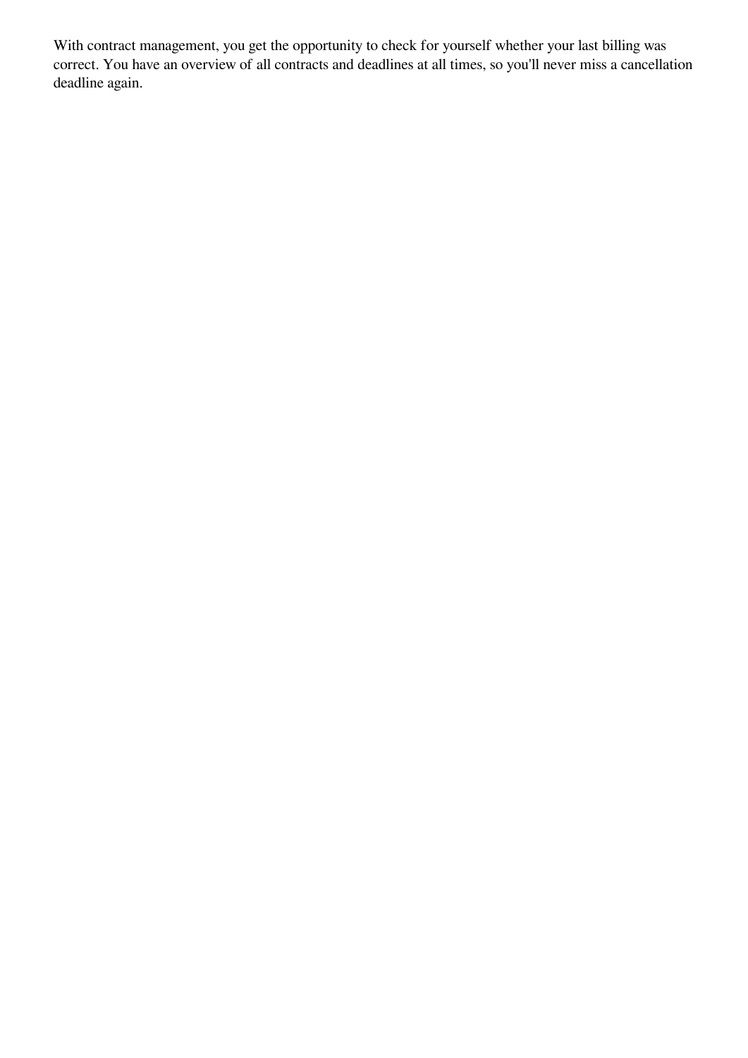With contract management, you get the opportunity to check for yourself whether your last billing was correct. You have an overview of all contracts and deadlines at all times, so you'll never miss a cancellation deadline again.